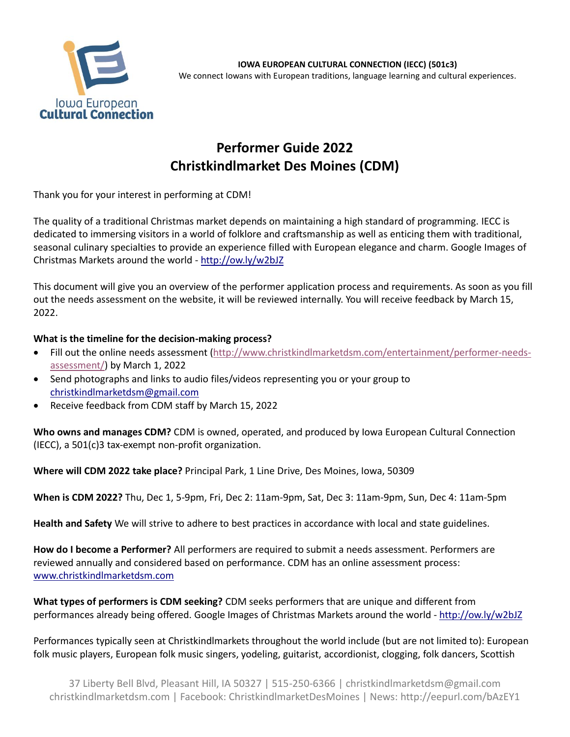**IOWA EUROPEAN CULTURAL CONNECTION (IECC) (501c3)**
We connect Iowans with European traditions, language learning and cultural experiences.

# Performer Guide 2022
# Christkindlmarket Des Moines (CDM)

Thank you for your interest in performing at CDM!

The quality of a traditional Christmas market depends on maintaining a high standard of programming. IECC is dedicated to immersing visitors in a world of folklore and craftsmanship as well as enticing them with traditional, seasonal culinary specialties to provide an experience filled with European elegance and charm. Google Images of Christmas Markets around the world - http://ow.ly/w2bJZ

This document will give you an overview of the performer application process and requirements. As soon as you fill out the needs assessment on the website, it will be reviewed internally. You will receive feedback by March 15, 2022.

**What is the timeline for the decision-making process?**

- Fill out the online needs assessment (http://www.christkindlmarketdsm.com/entertainment/performer-needs-assessment/) by March 1, 2022
- Send photographs and links to audio files/videos representing you or your group to christkindlmarketdsm@gmail.com
- Receive feedback from CDM staff by March 15, 2022

**Who owns and manages CDM?** CDM is owned, operated, and produced by Iowa European Cultural Connection (IECC), a 501(c)3 tax-exempt non-profit organization.

**Where will CDM 2022 take place?** Principal Park, 1 Line Drive, Des Moines, Iowa, 50309

**When is CDM 2022?** Thu, Dec 1, 5-9pm, Fri, Dec 2: 11am-9pm, Sat, Dec 3: 11am-9pm, Sun, Dec 4: 11am-5pm

**Health and Safety** We will strive to adhere to best practices in accordance with local and state guidelines.

**How do I become a Performer?** All performers are required to submit a needs assessment. Performers are reviewed annually and considered based on performance. CDM has an online assessment process: www.christkindlmarketdsm.com

**What types of performers is CDM seeking?** CDM seeks performers that are unique and different from performances already being offered. Google Images of Christmas Markets around the world - http://ow.ly/w2bJZ

Performances typically seen at Christkindlmarkets throughout the world include (but are not limited to): European folk music players, European folk music singers, yodeling, guitarist, accordionist, clogging, folk dancers, Scottish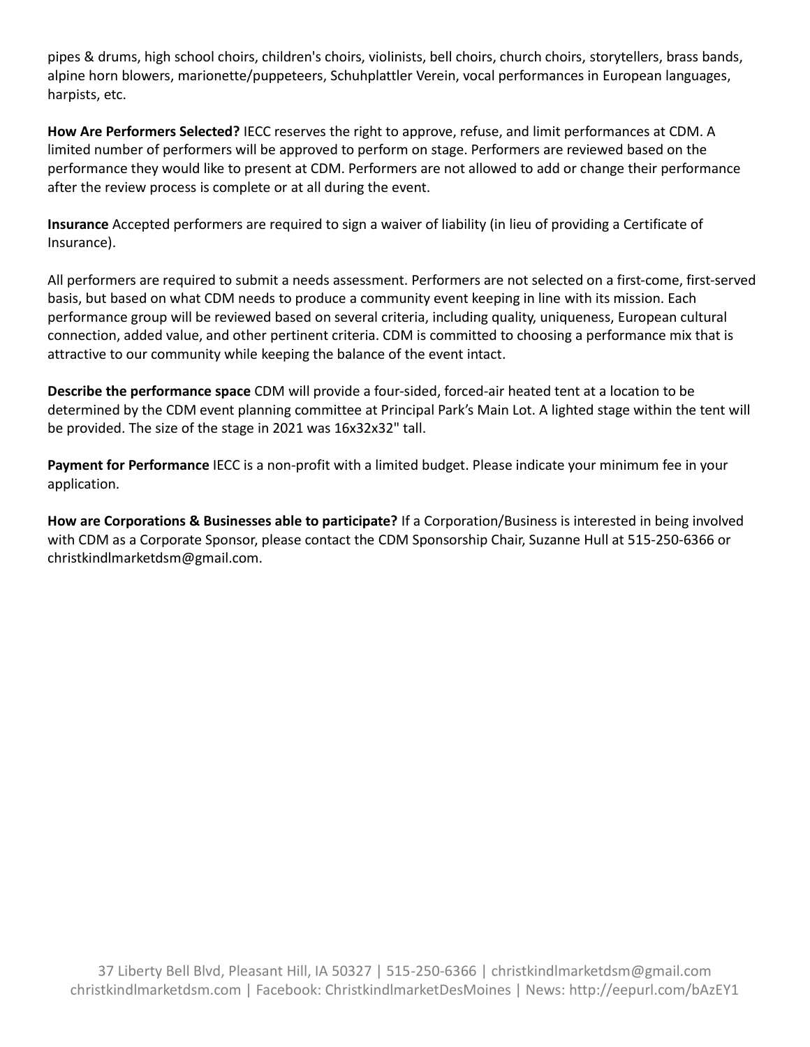pipes & drums, high school choirs, children's choirs, violinists, bell choirs, church choirs, storytellers, brass bands, alpine horn blowers, marionette/puppeteers, Schuhplattler Verein, vocal performances in European languages, harpists, etc.

**How Are Performers Selected?** IECC reserves the right to approve, refuse, and limit performances at CDM. A limited number of performers will be approved to perform on stage. Performers are reviewed based on the performance they would like to present at CDM. Performers are not allowed to add or change their performance after the review process is complete or at all during the event.

**Insurance** Accepted performers are required to sign a waiver of liability (in lieu of providing a Certificate of Insurance).

All performers are required to submit a needs assessment. Performers are not selected on a first-come, first-served basis, but based on what CDM needs to produce a community event keeping in line with its mission. Each performance group will be reviewed based on several criteria, including quality, uniqueness, European cultural connection, added value, and other pertinent criteria. CDM is committed to choosing a performance mix that is attractive to our community while keeping the balance of the event intact.

**Describe the performance space** CDM will provide a four-sided, forced-air heated tent at a location to be determined by the CDM event planning committee at Principal Park's Main Lot. A lighted stage within the tent will be provided. The size of the stage in 2021 was 16x32x32" tall.

**Payment for Performance** IECC is a non-profit with a limited budget. Please indicate your minimum fee in your application.

**How are Corporations & Businesses able to participate?** If a Corporation/Business is interested in being involved with CDM as a Corporate Sponsor, please contact the CDM Sponsorship Chair, Suzanne Hull at 515-250-6366 or christkindlmarketdsm@gmail.com.

37 Liberty Bell Blvd, Pleasant Hill, IA 50327 | 515-250-6366 | christkindlmarketdsm@gmail.com
christkindlmarketdsm.com | Facebook: ChristkindlmarketDesMoines | News: http://eepurl.com/bAzEY1